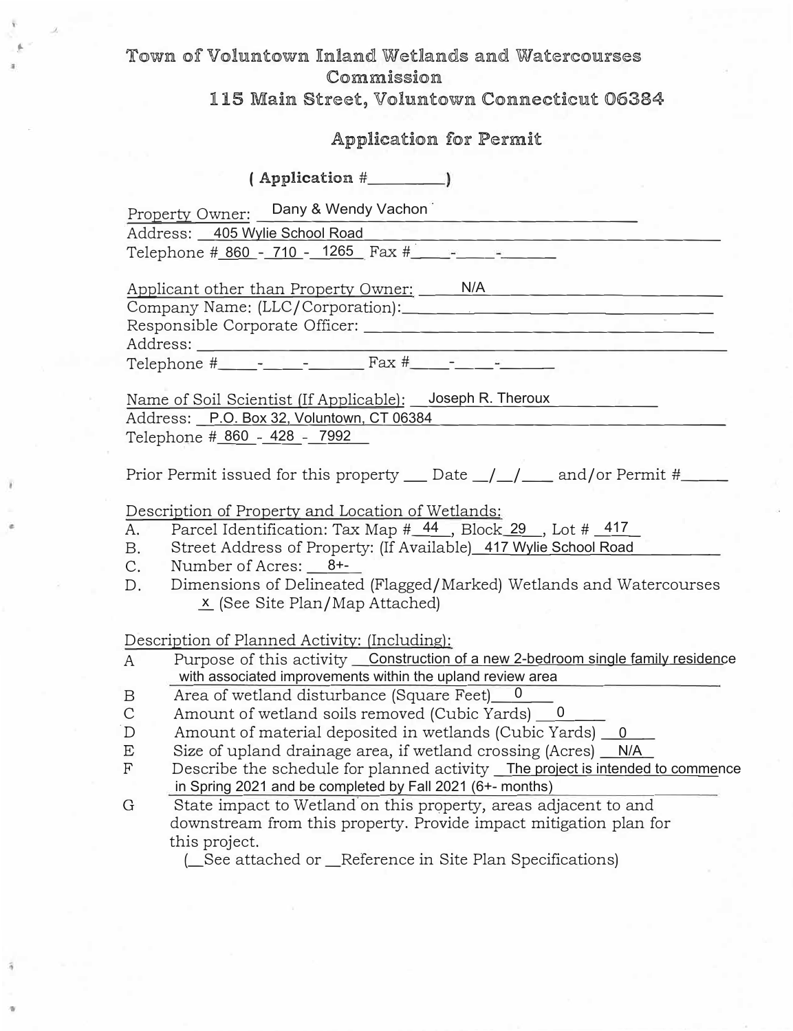# Town of Voluntown Inland Wetlands and Watercourses Commission

## 115 Main Street, Voluntown Connecticut 06384

## Application for Permit

**( Application #_________)**

Property Owner: Dany & Wendy Vachon
Address: 405 Wylie School Road
Telephone # 860 - 710 - 1265 Fax #____-____-______

Applicant other than Property Owner: N/A
Company Name: (LLC/Corporation):________________________
Responsible Corporate Officer: ________________________
Address: ________________________
Telephone #____-____-______ Fax #____-____-______

Name of Soil Scientist (If Applicable): Joseph R. Theroux
Address: P.O. Box 32, Voluntown, CT 06384
Telephone # 860 - 428 - 7992

Prior Permit issued for this property ___ Date __/__/____ and/or Permit #_____

Description of Property and Location of Wetlands:

A. Parcel Identification: Tax Map # 44 , Block 29 , Lot # 417
B. Street Address of Property: (If Available) 417 Wylie School Road
C. Number of Acres: 8+-
D. Dimensions of Delineated (Flagged/Marked) Wetlands and Watercourses
 x (See Site Plan/Map Attached)

Description of Planned Activity: (Including):

A Purpose of this activity Construction of a new 2-bedroom single family residence with associated improvements within the upland review area
B Area of wetland disturbance (Square Feet) 0
C Amount of wetland soils removed (Cubic Yards) 0
D Amount of material deposited in wetlands (Cubic Yards) 0
E Size of upland drainage area, if wetland crossing (Acres) N/A
F Describe the schedule for planned activity The project is intended to commence in Spring 2021 and be completed by Fall 2021 (6+- months)
G State impact to Wetland on this property, areas adjacent to and downstream from this property. Provide impact mitigation plan for this project.
 (__See attached or __Reference in Site Plan Specifications)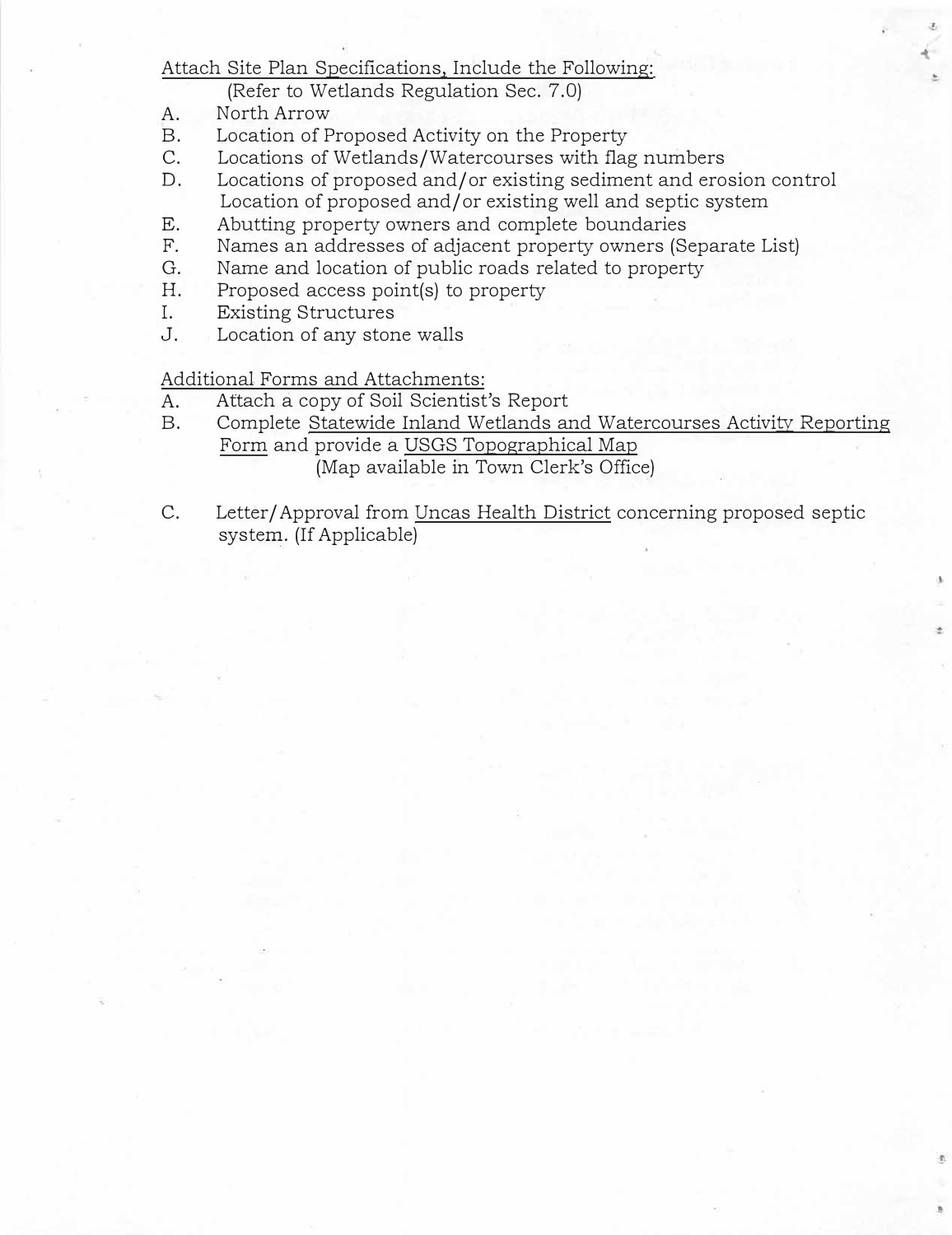Attach Site Plan Specifications, Include the Following:

(Refer to Wetlands Regulation Sec. 7.0)

A. North Arrow
B. Location of Proposed Activity on the Property
C. Locations of Wetlands/Watercourses with flag numbers
D. Locations of proposed and/or existing sediment and erosion control
   Location of proposed and/or existing well and septic system
E. Abutting property owners and complete boundaries
F. Names an addresses of adjacent property owners (Separate List)
G. Name and location of public roads related to property
H. Proposed access point(s) to property
I. Existing Structures
J. Location of any stone walls

Additional Forms and Attachments:

A. Attach a copy of Soil Scientist's Report
B. Complete Statewide Inland Wetlands and Watercourses Activity Reporting Form and provide a USGS Topographical Map
   (Map available in Town Clerk's Office)
C. Letter/Approval from Uncas Health District concerning proposed septic system. (If Applicable)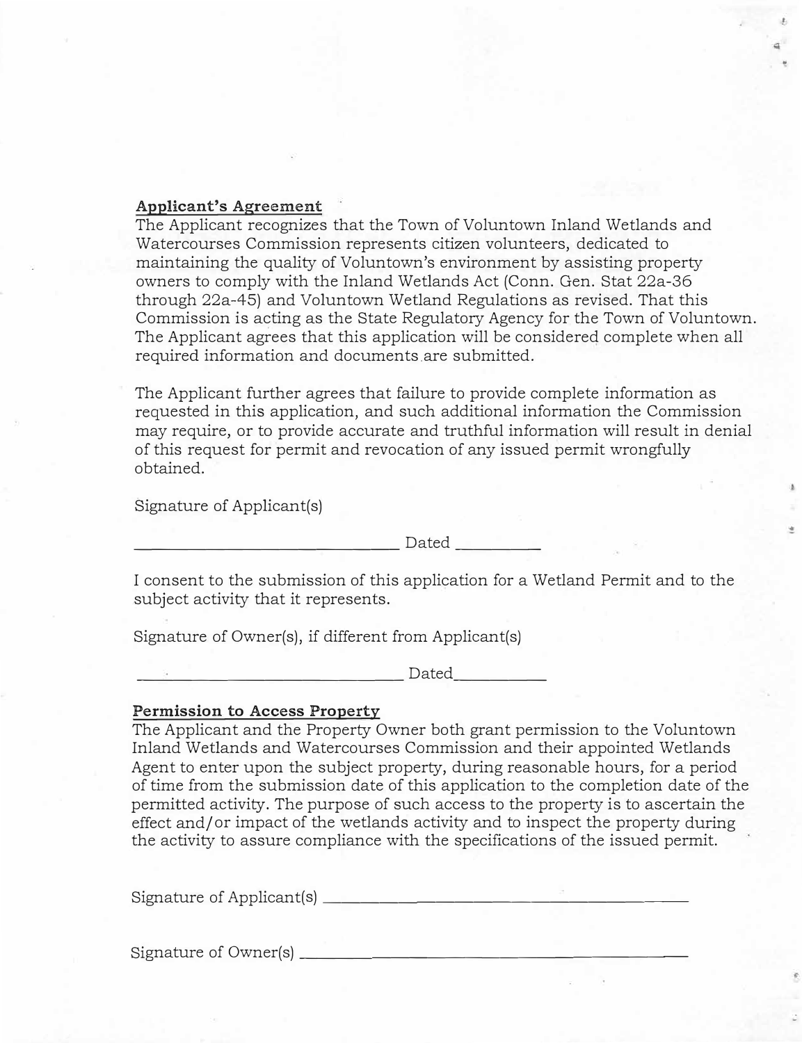## Applicant's Agreement

The Applicant recognizes that the Town of Voluntown Inland Wetlands and Watercourses Commission represents citizen volunteers, dedicated to maintaining the quality of Voluntown's environment by assisting property owners to comply with the Inland Wetlands Act (Conn. Gen. Stat 22a-36 through 22a-45) and Voluntown Wetland Regulations as revised. That this Commission is acting as the State Regulatory Agency for the Town of Voluntown. The Applicant agrees that this application will be considered complete when all required information and documents are submitted.

The Applicant further agrees that failure to provide complete information as requested in this application, and such additional information the Commission may require, or to provide accurate and truthful information will result in denial of this request for permit and revocation of any issued permit wrongfully obtained.

Signature of Applicant(s)

_______________________________ Dated __________

I consent to the submission of this application for a Wetland Permit and to the subject activity that it represents.

Signature of Owner(s), if different from Applicant(s)

_______________________________ Dated__________

## Permission to Access Property

The Applicant and the Property Owner both grant permission to the Voluntown Inland Wetlands and Watercourses Commission and their appointed Wetlands Agent to enter upon the subject property, during reasonable hours, for a period of time from the submission date of this application to the completion date of the permitted activity. The purpose of such access to the property is to ascertain the effect and/or impact of the wetlands activity and to inspect the property during the activity to assure compliance with the specifications of the issued permit.

Signature of Applicant(s) ________________________________________

Signature of Owner(s) ________________________________________